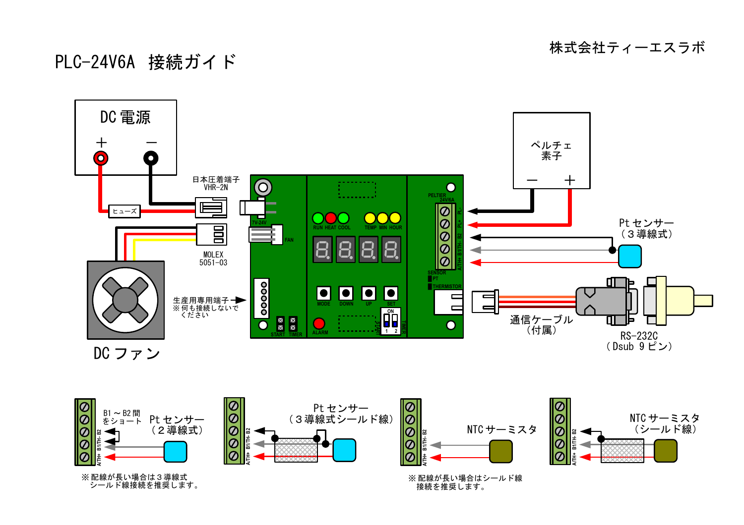# PLC-24V6A 接続ガイド

株式会社ティーエスラボ

DC 電源

＋ －

ヒューズ

日本圧着端子
VHR-2N

MOLEX
5051-03

DC ファン

生産用専用端子
※何も接続しないでください

ペルチェ素子

－ ＋

Pt センサー
（３導線式）

通信ケーブル
（付属）

RS-232C
（Dsub 9 ピン）

PELTIER 24V/6A

PL- PL+ B2 B1/TH- A/TH+

SENSOR
PT
THERMISTOR

7V-24V

FAN

RUN HEAT COOL　TEMP MIN HOUR

MODE　DOWN　UP　SET

ALARM

START　TIMER

ON 1 2

B1～B2 間をショート　Pt センサー（２導線式）

※配線が長い場合は３導線式シールド線接続を推奨します。

Pt センサー（３導線式シールド線）

NTC サーミスタ

※配線が長い場合はシールド線接続を推奨します。

NTC サーミスタ（シールド線）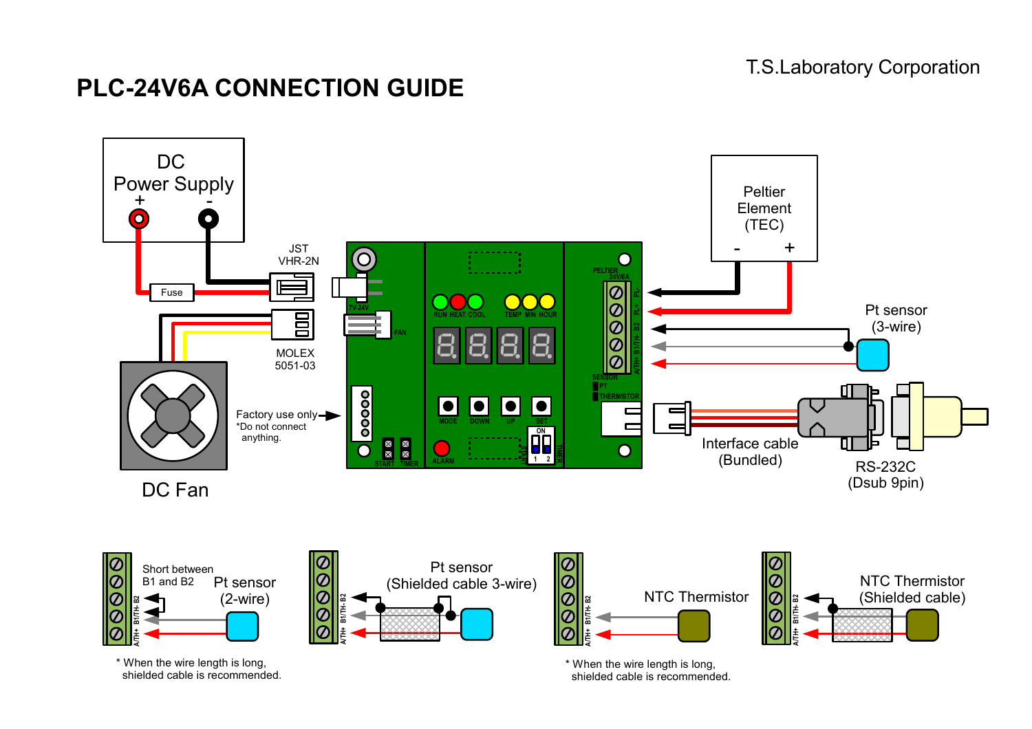T.S.Laboratory Corporation

# PLC-24V6A CONNECTION GUIDE

DC
Power Supply
+
-

Fuse

JST
VHR-2N

MOLEX
5051-03

DC Fan

Factory use only
*Do not connect
anything.

7V-24V

FAN

RUN HEAT COOL

TEMP MIN HOUR

MODE DOWN UP SET

ON

1 2

START TIMER

ALARM

START

TIMER

PELTIER
24V/6A

PL- PL+ B2 B1/TH- A/TH+

SENSOR
PT
THERMISTOR

Peltier
Element
(TEC)
- +

Pt sensor
(3-wire)

Interface cable
(Bundled)

RS-232C
(Dsub 9pin)

Short between
B1 and B2

Pt sensor
(2-wire)

* When the wire length is long,
shielded cable is recommended.

Pt sensor
(Shielded cable 3-wire)

NTC Thermistor

* When the wire length is long,
shielded cable is recommended.

NTC Thermistor
(Shielded cable)